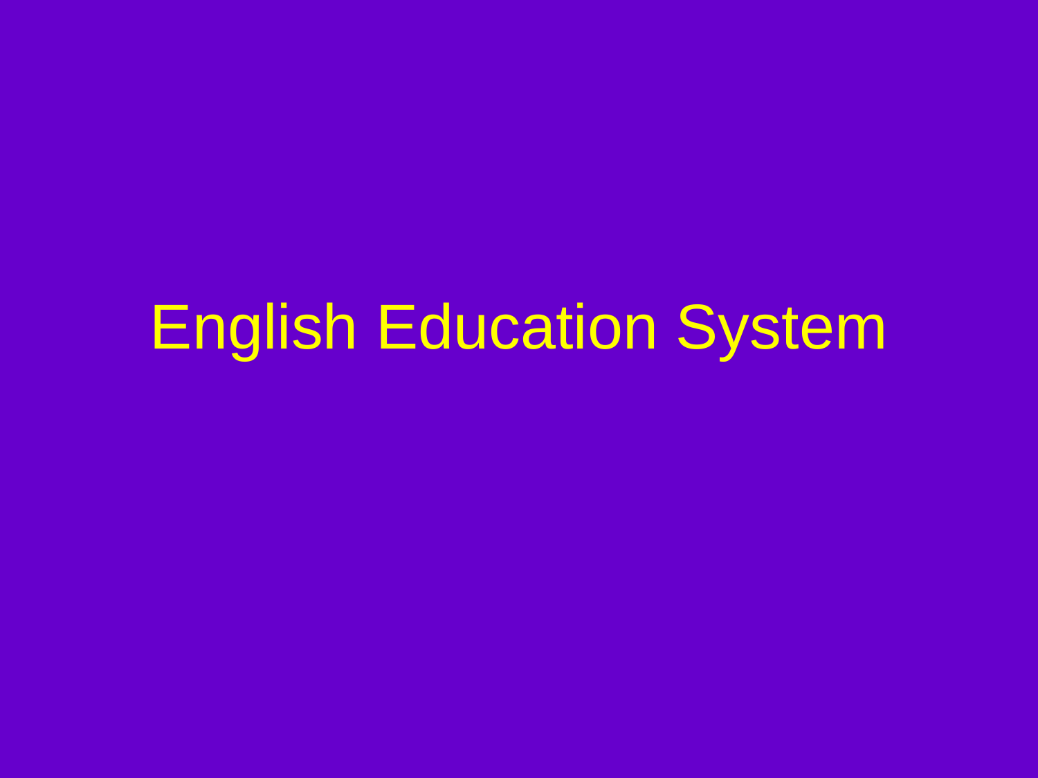# English Education System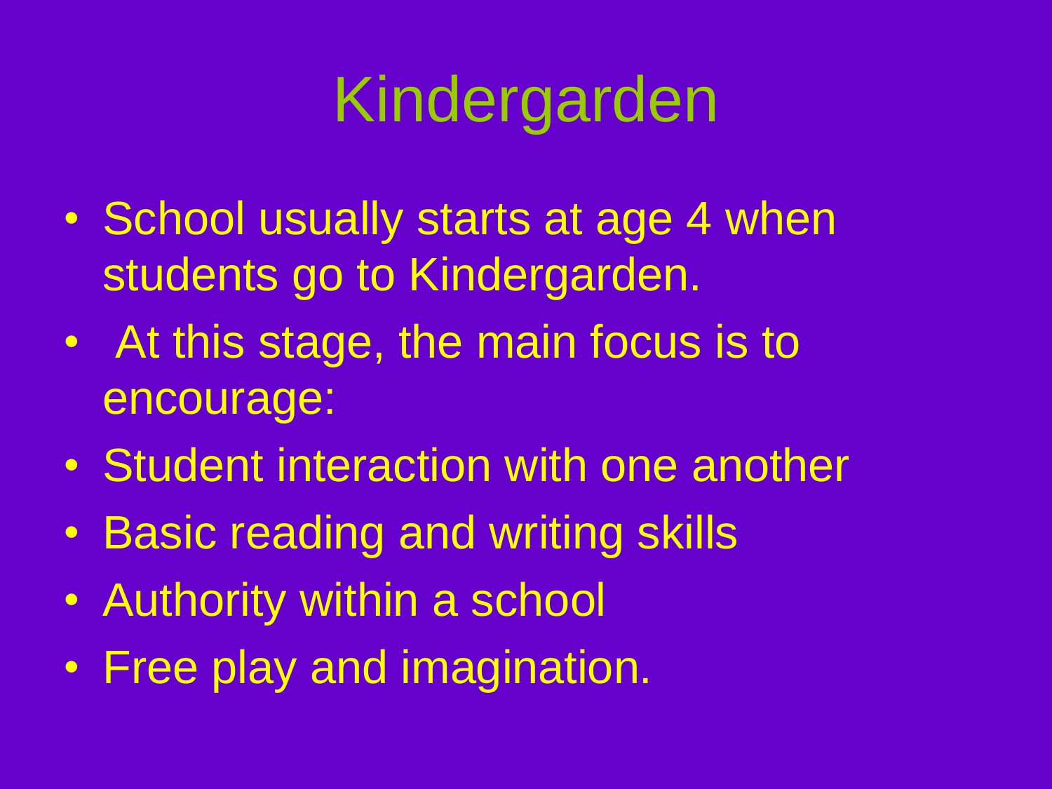# Kindergarden

- School usually starts at age 4 when students go to Kindergarden.
- At this stage, the main focus is to encourage:
- Student interaction with one another
- Basic reading and writing skills
- Authority within a school
- Free play and imagination.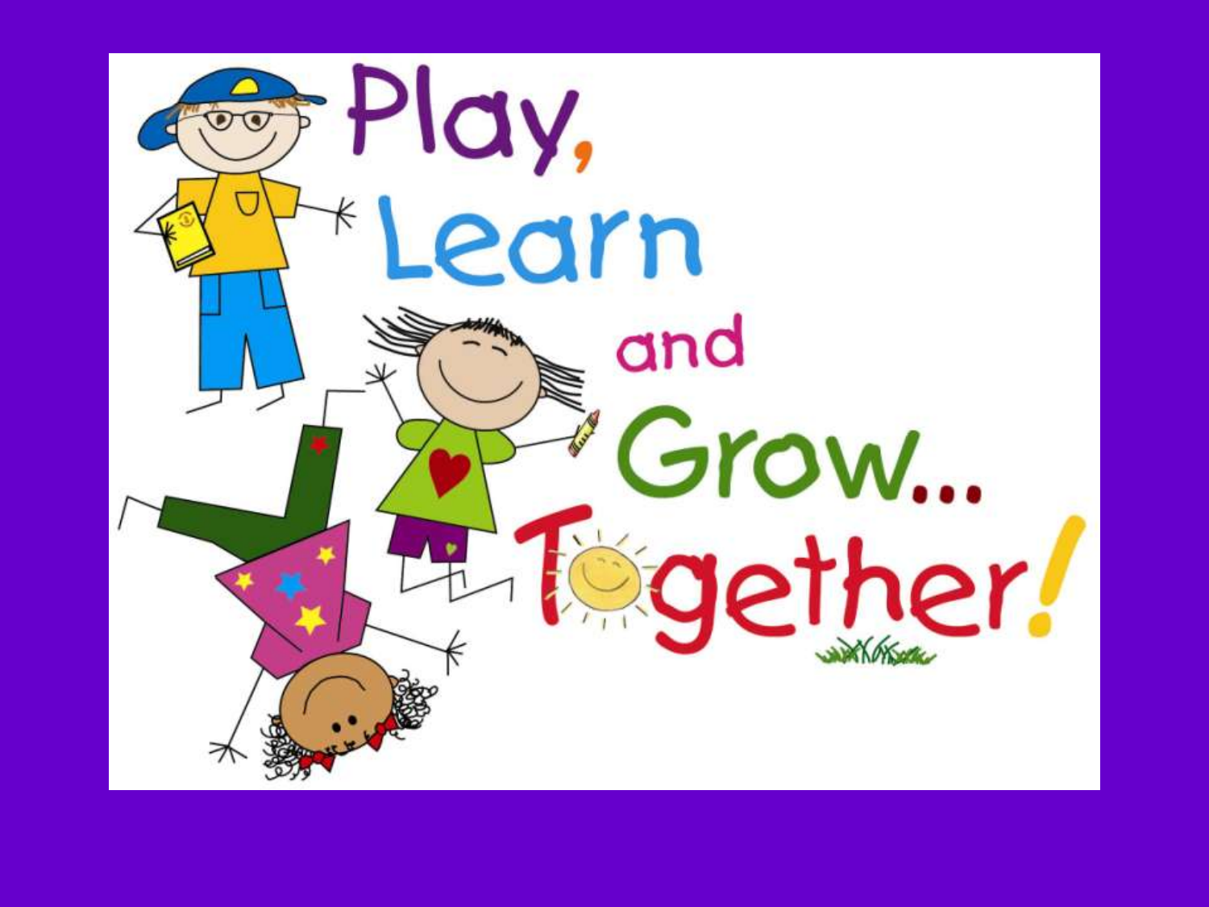Play, Learn and Grow... Together!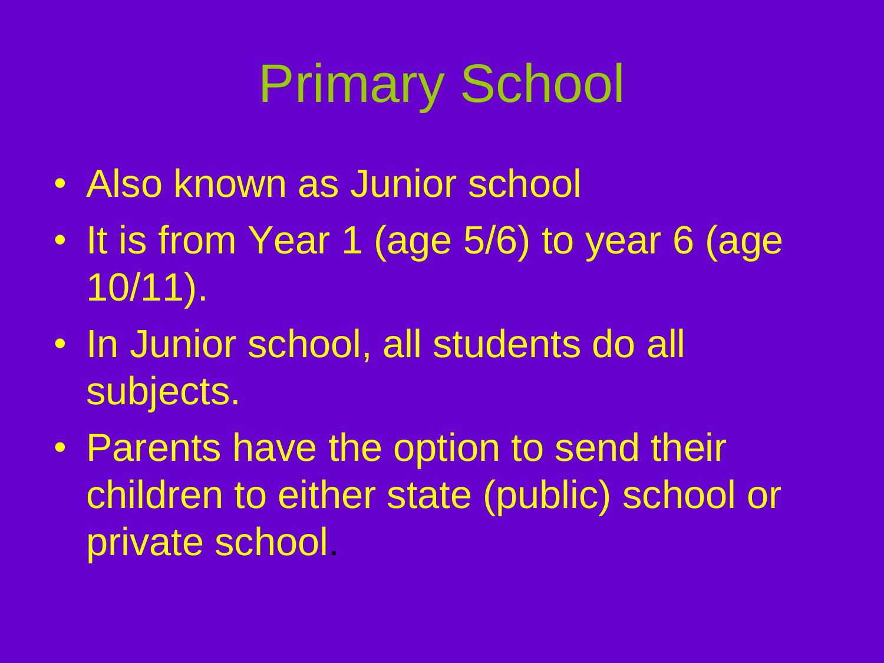# Primary School

- Also known as Junior school
- It is from Year 1 (age 5/6) to year 6 (age 10/11).
- In Junior school, all students do all subjects.
- Parents have the option to send their children to either state (public) school or private school.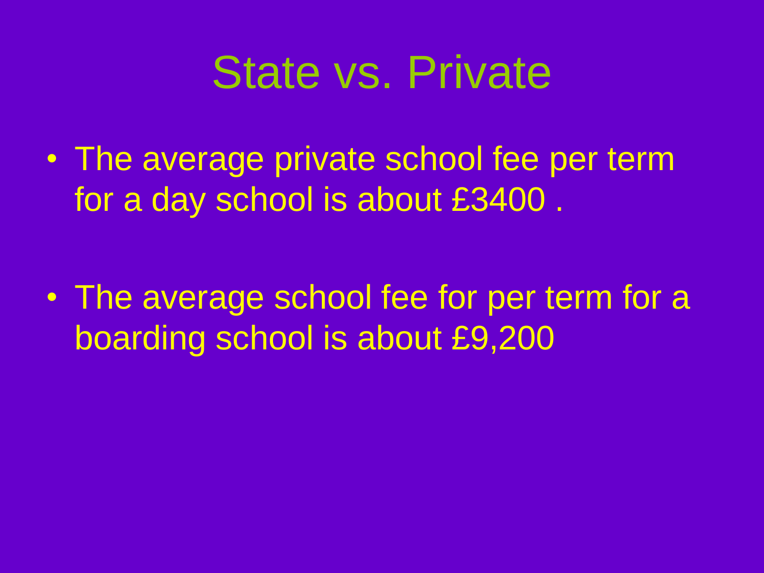# State vs. Private

- The average private school fee per term for a day school is about £3400 .

- The average school fee for per term for a boarding school is about £9,200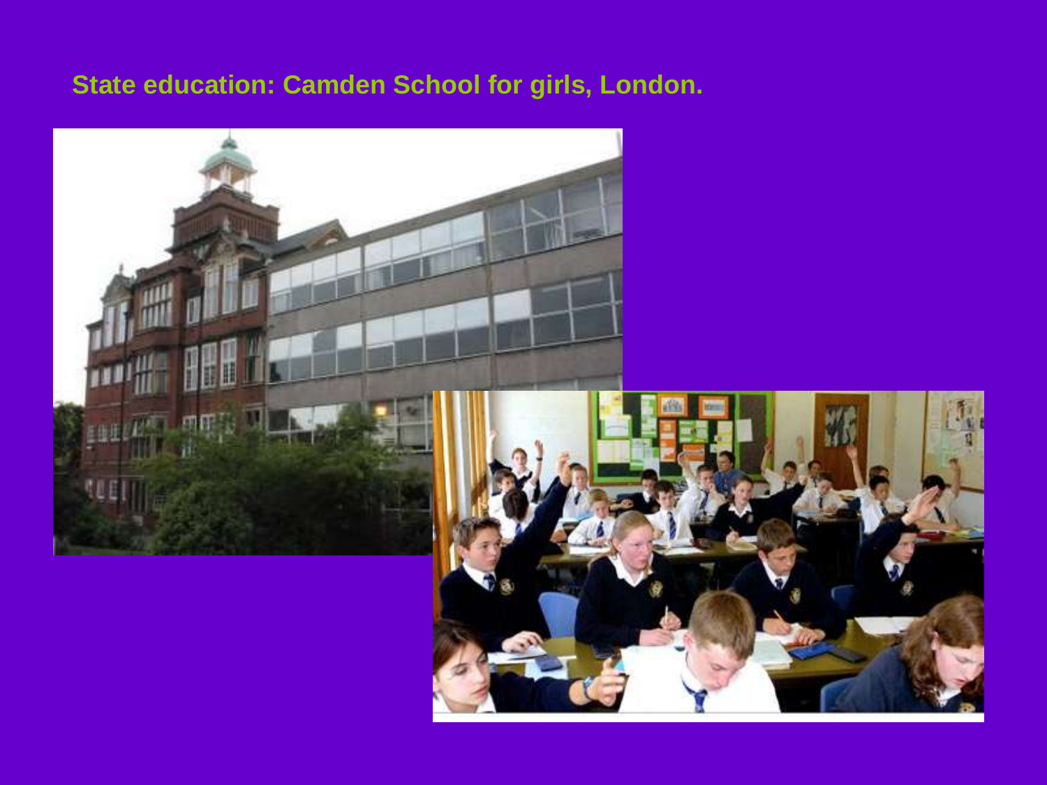## State education: Camden School for girls, London.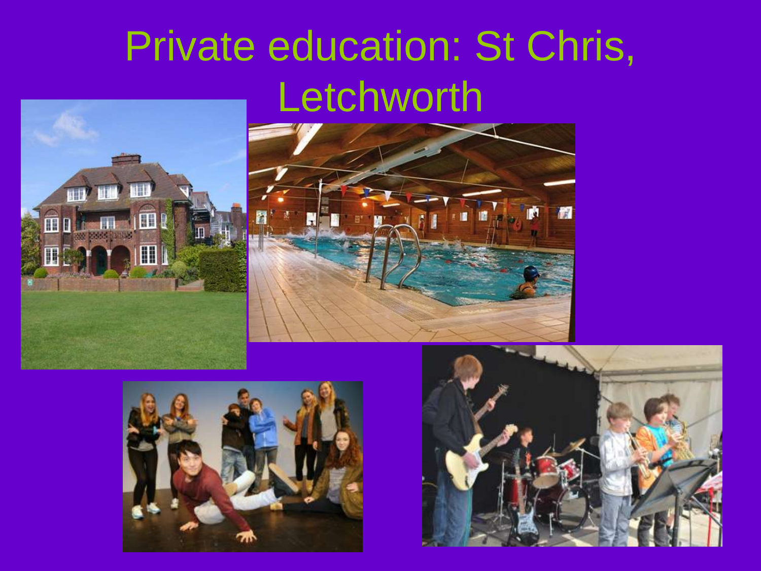# Private education: St Chris, Letchworth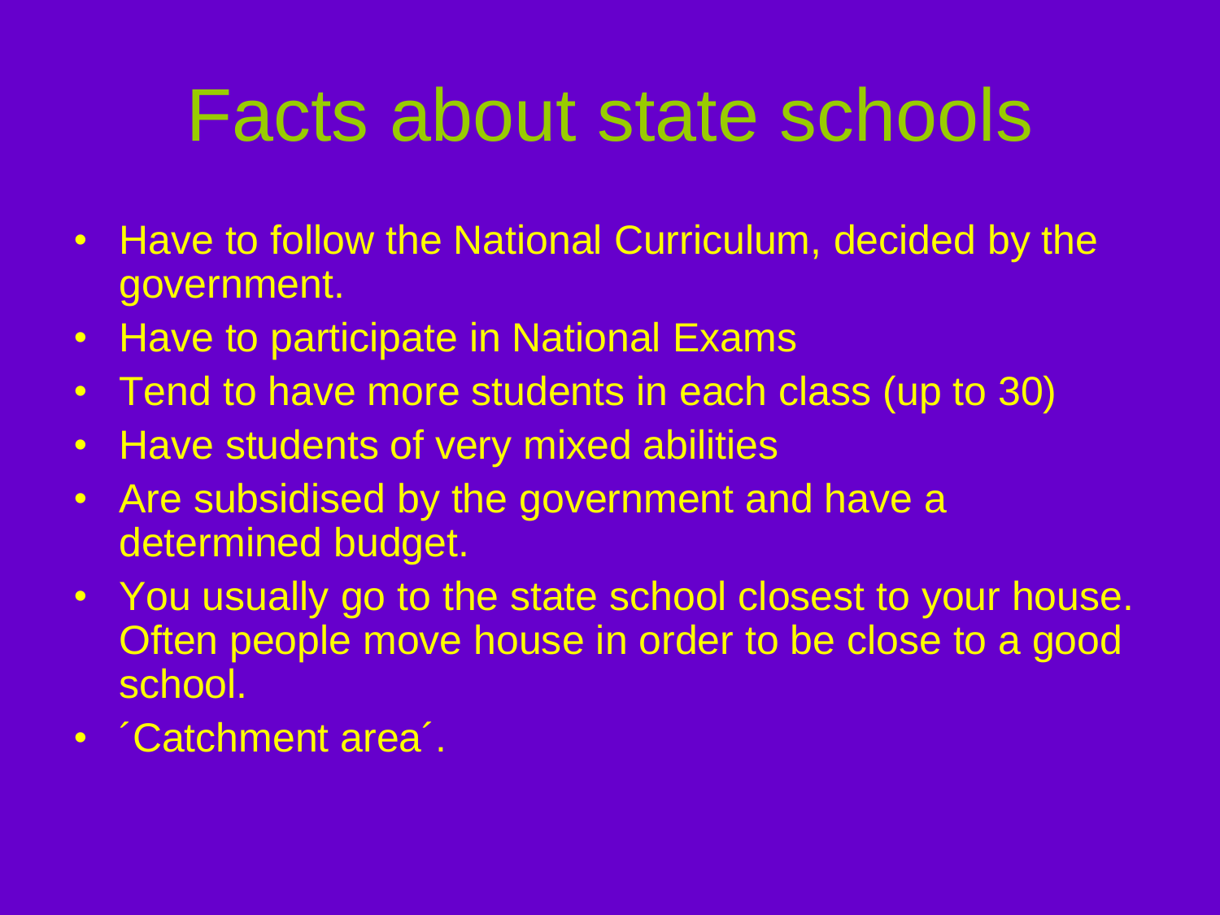# Facts about state schools

- Have to follow the National Curriculum, decided by the government.
- Have to participate in National Exams
- Tend to have more students in each class (up to 30)
- Have students of very mixed abilities
- Are subsidised by the government and have a determined budget.
- You usually go to the state school closest to your house. Often people move house in order to be close to a good school.
- ´Catchment area´.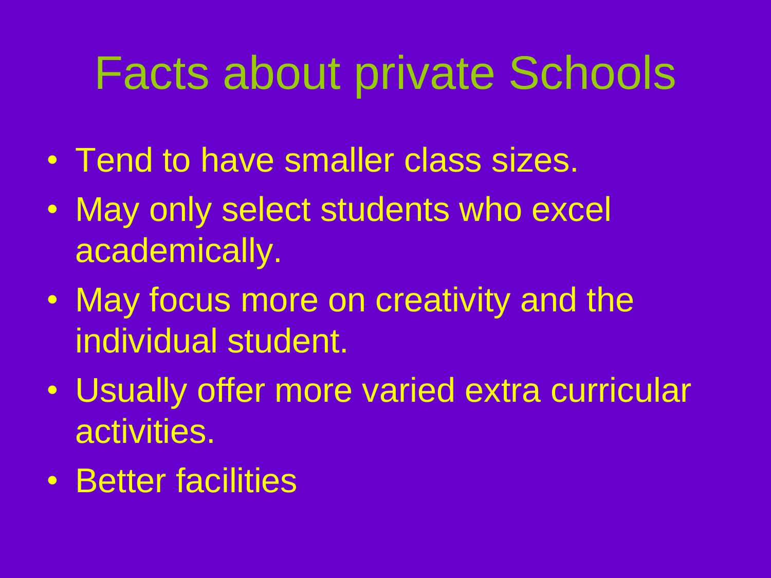# Facts about private Schools

- Tend to have smaller class sizes.
- May only select students who excel academically.
- May focus more on creativity and the individual student.
- Usually offer more varied extra curricular activities.
- Better facilities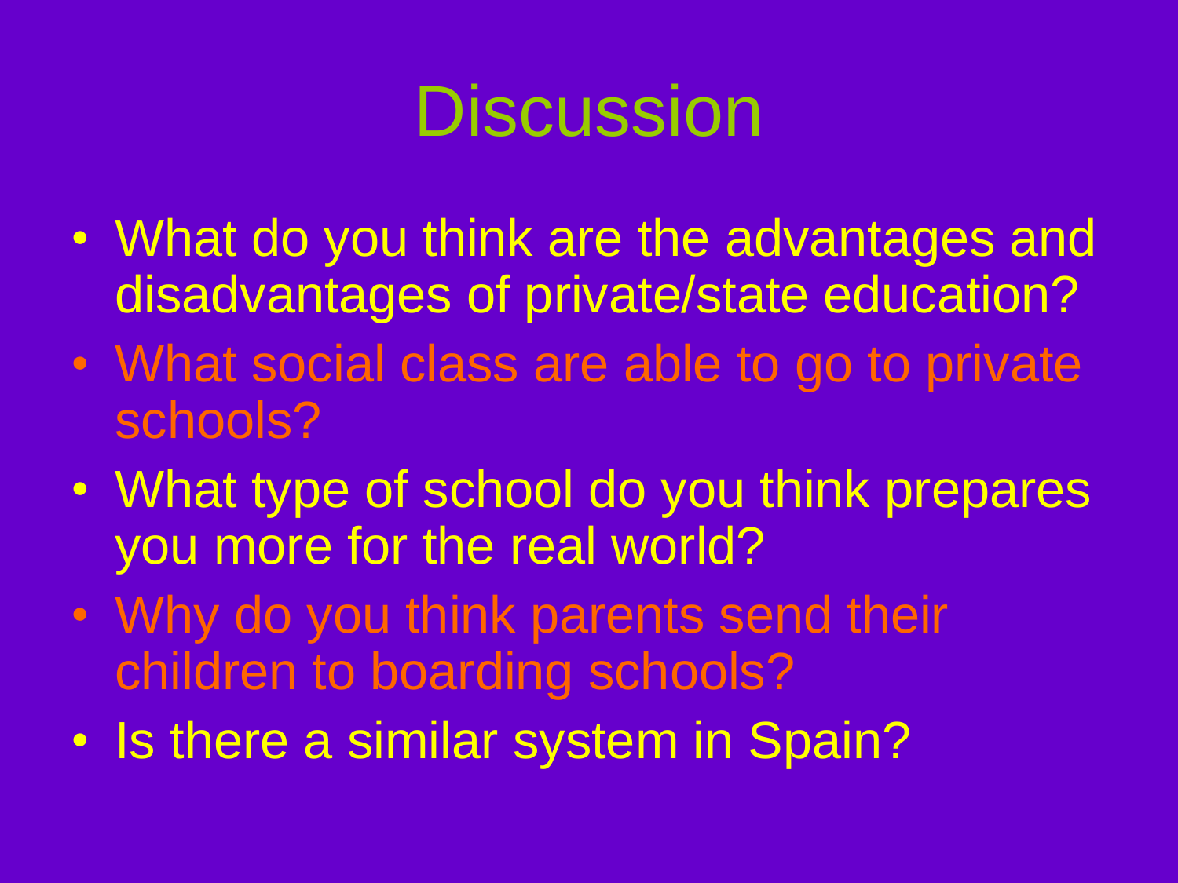# Discussion

- What do you think are the advantages and disadvantages of private/state education?
- What social class are able to go to private schools?
- What type of school do you think prepares you more for the real world?
- Why do you think parents send their children to boarding schools?
- Is there a similar system in Spain?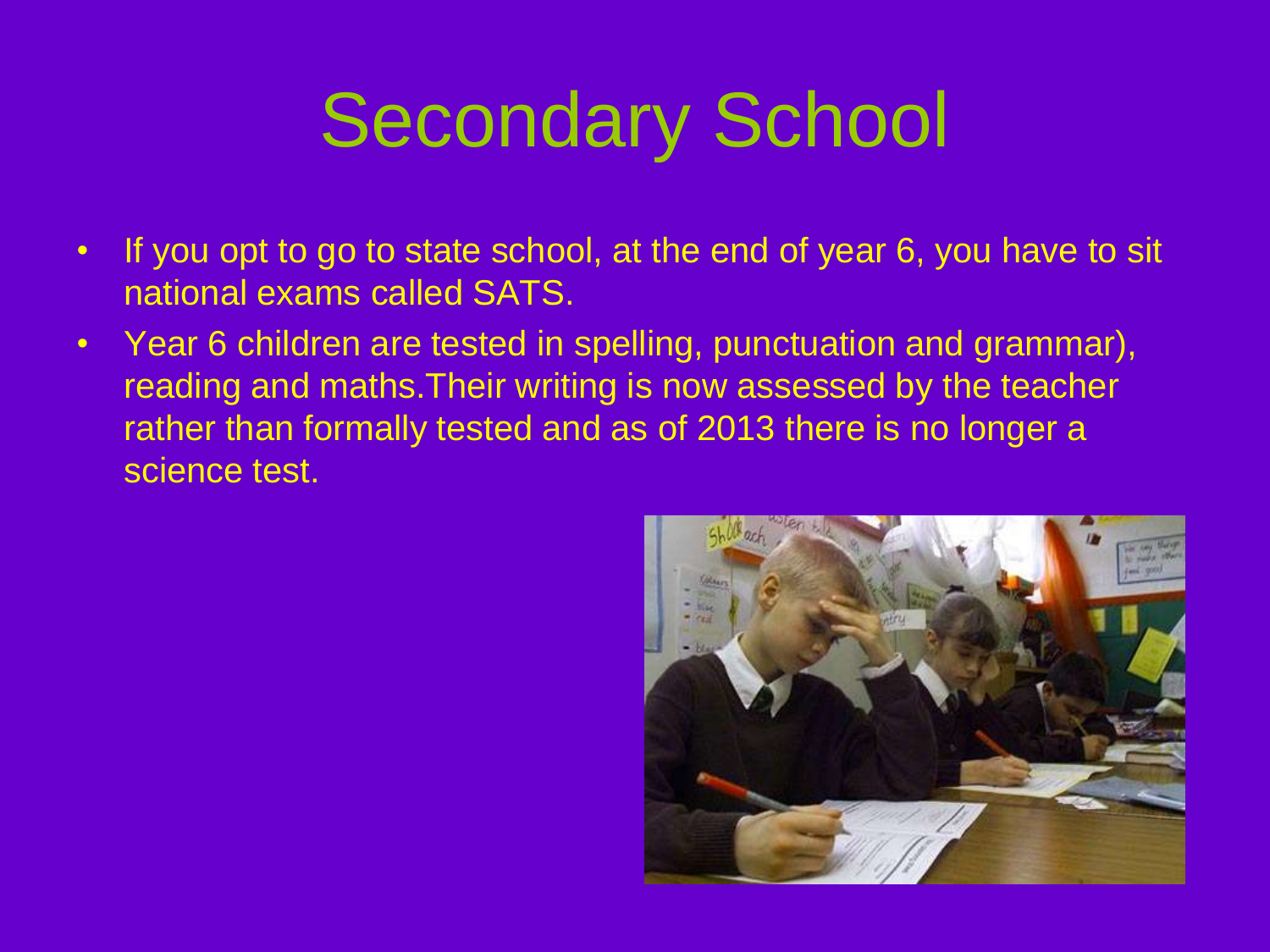# Secondary School

- If you opt to go to state school, at the end of year 6, you have to sit national exams called SATS.
- Year 6 children are tested in spelling, punctuation and grammar), reading and maths.Their writing is now assessed by the teacher rather than formally tested and as of 2013 there is no longer a science test.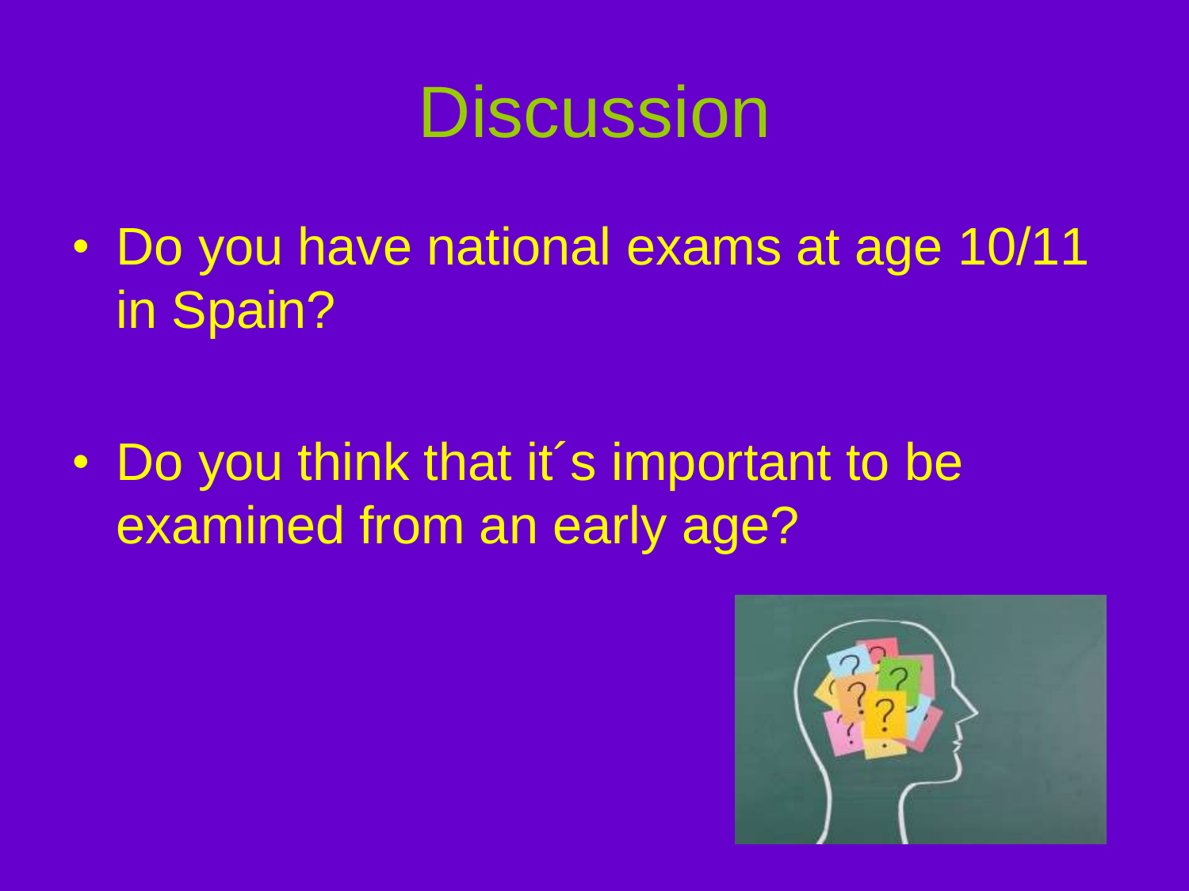# Discussion

- Do you have national exams at age 10/11 in Spain?

- Do you think that it´s important to be examined from an early age?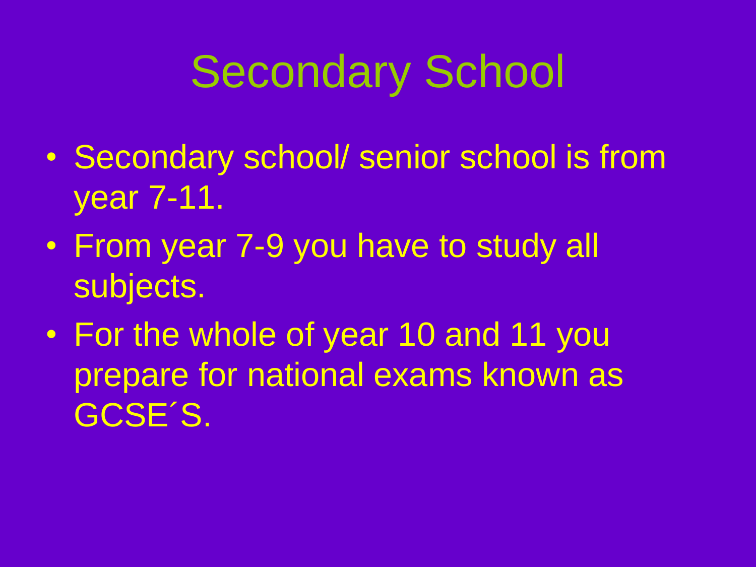# Secondary School

- Secondary school/ senior school is from year 7-11.
- From year 7-9 you have to study all subjects.
- For the whole of year 10 and 11 you prepare for national exams known as GCSE´S.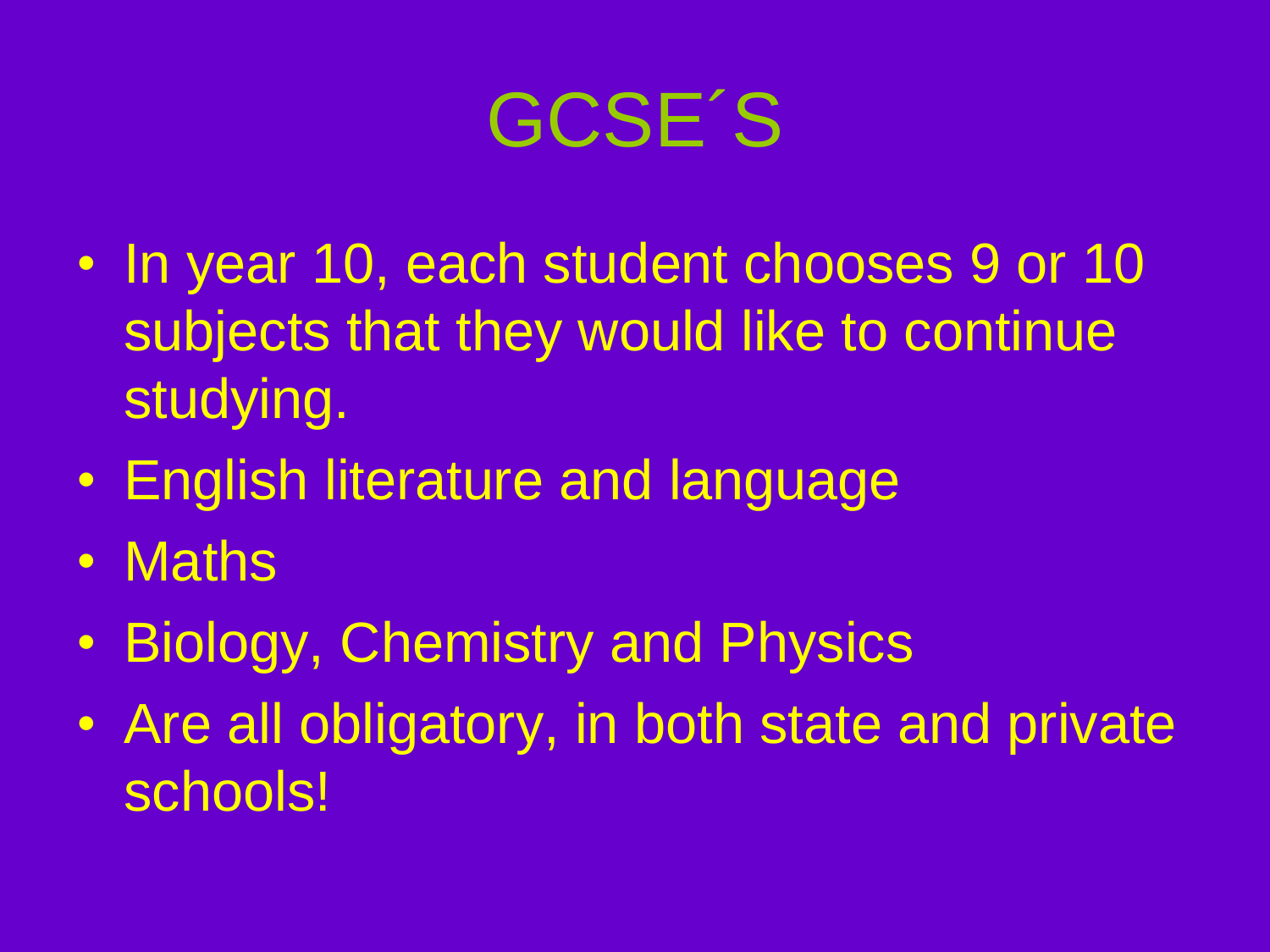# GCSE´S

- In year 10, each student chooses 9 or 10 subjects that they would like to continue studying.
- English literature and language
- Maths
- Biology, Chemistry and Physics
- Are all obligatory, in both state and private schools!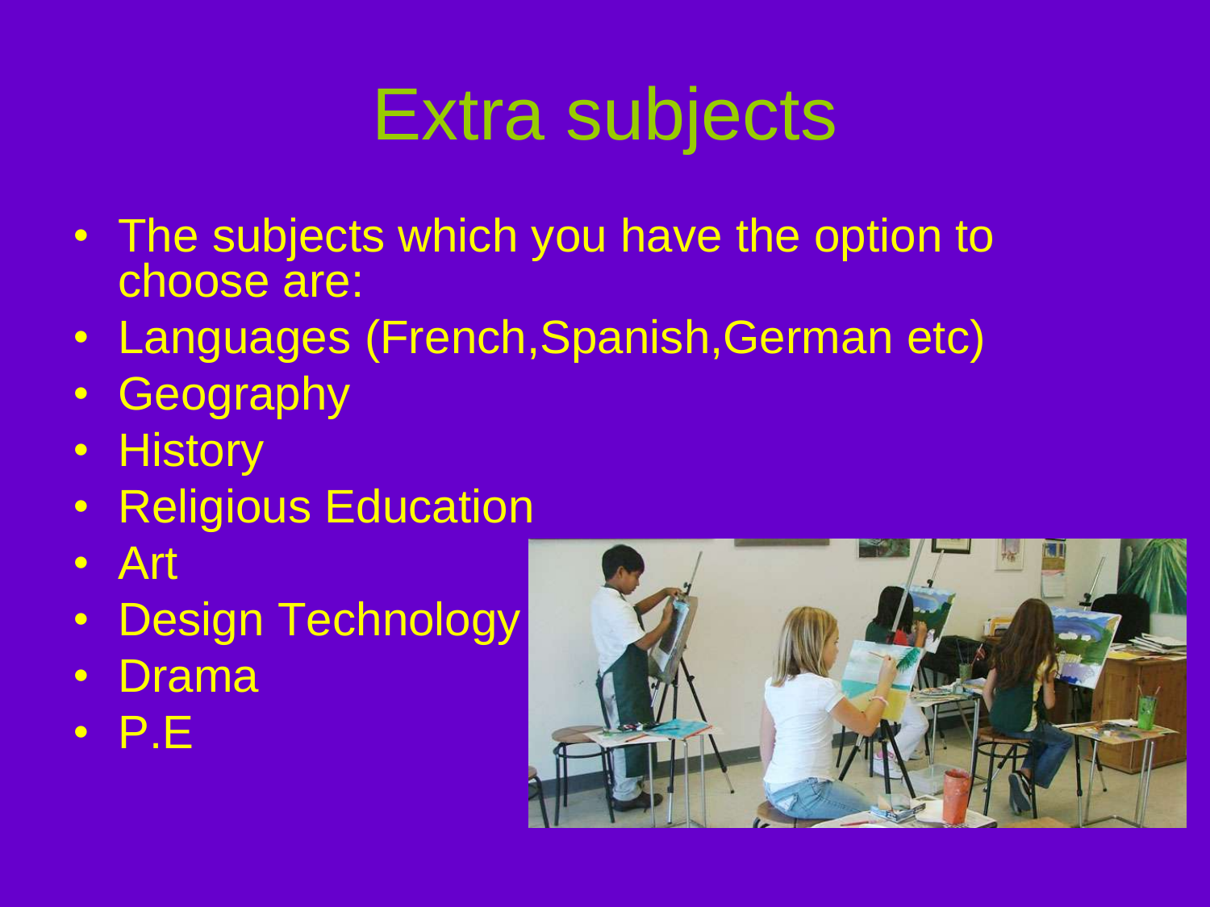# Extra subjects

- The subjects which you have the option to choose are:
- Languages (French,Spanish,German etc)
- Geography
- History
- Religious Education
- Art
- Design Technology
- Drama
- P.E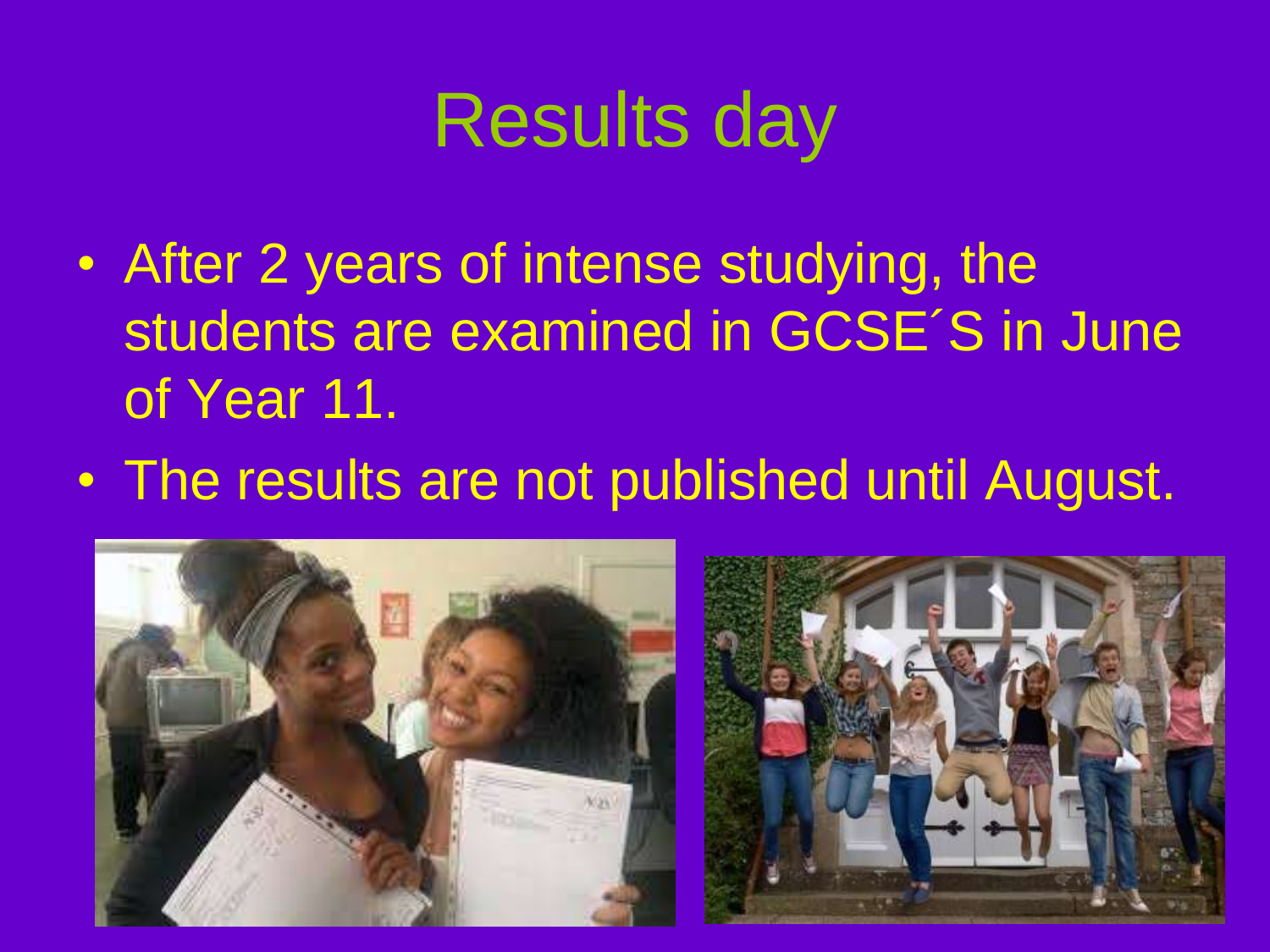# Results day

- After 2 years of intense studying, the students are examined in GCSE´S in June of Year 11.
- The results are not published until August.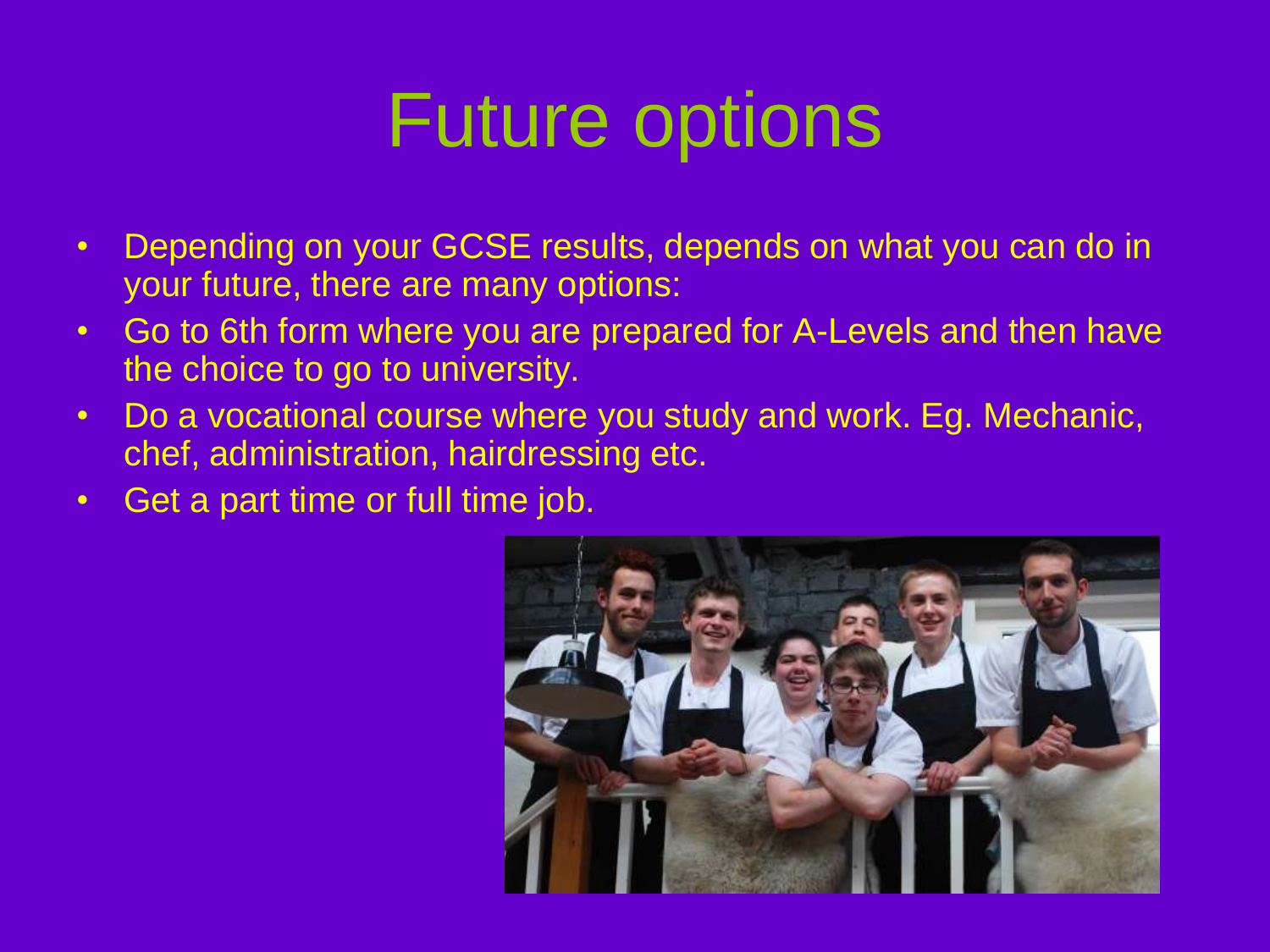# Future options

- Depending on your GCSE results, depends on what you can do in your future, there are many options:
- Go to 6th form where you are prepared for A-Levels and then have the choice to go to university.
- Do a vocational course where you study and work. Eg. Mechanic, chef, administration, hairdressing etc.
- Get a part time or full time job.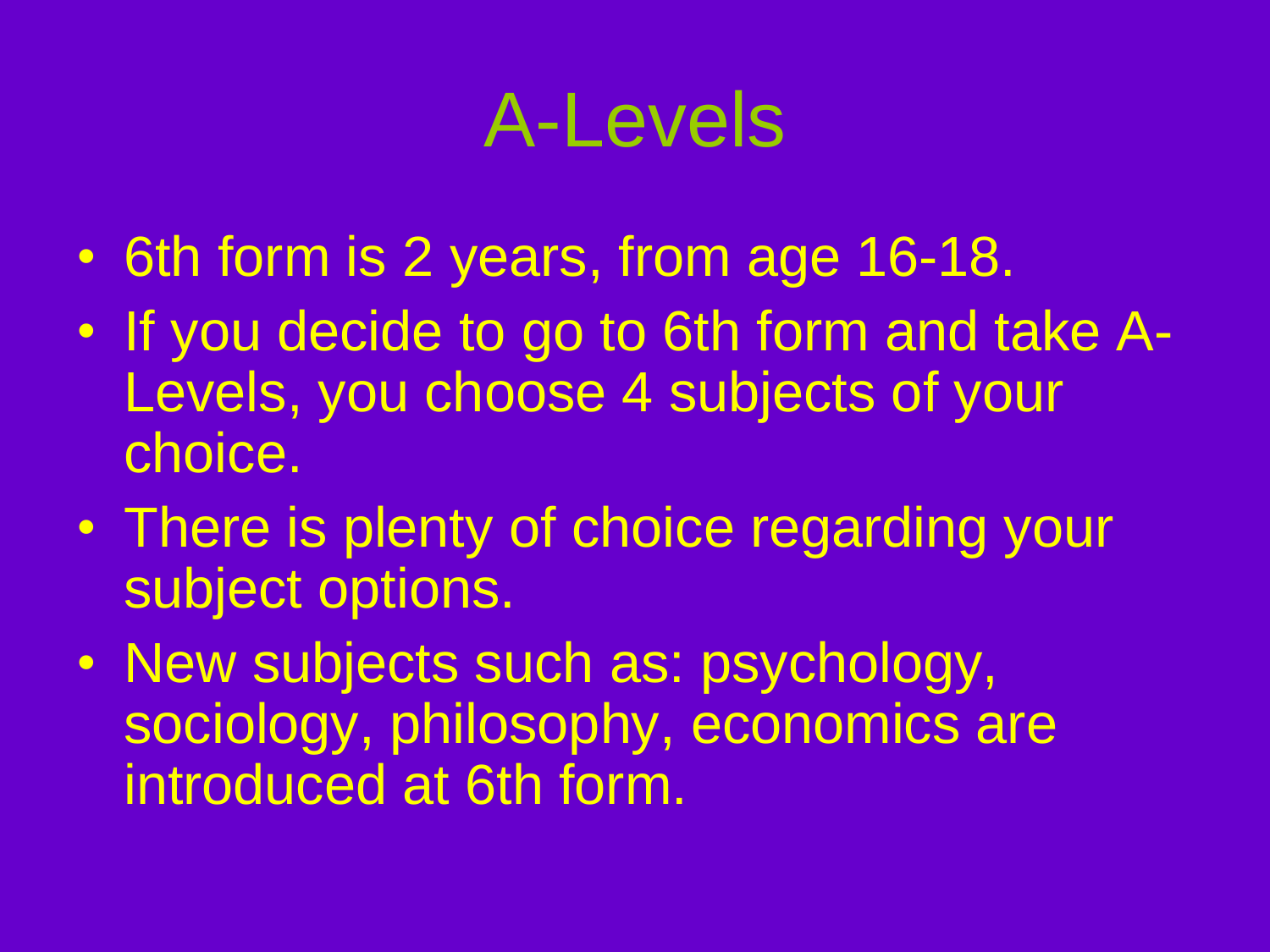# A-Levels

- 6th form is 2 years, from age 16-18.
- If you decide to go to 6th form and take A-Levels, you choose 4 subjects of your choice.
- There is plenty of choice regarding your subject options.
- New subjects such as: psychology, sociology, philosophy, economics are introduced at 6th form.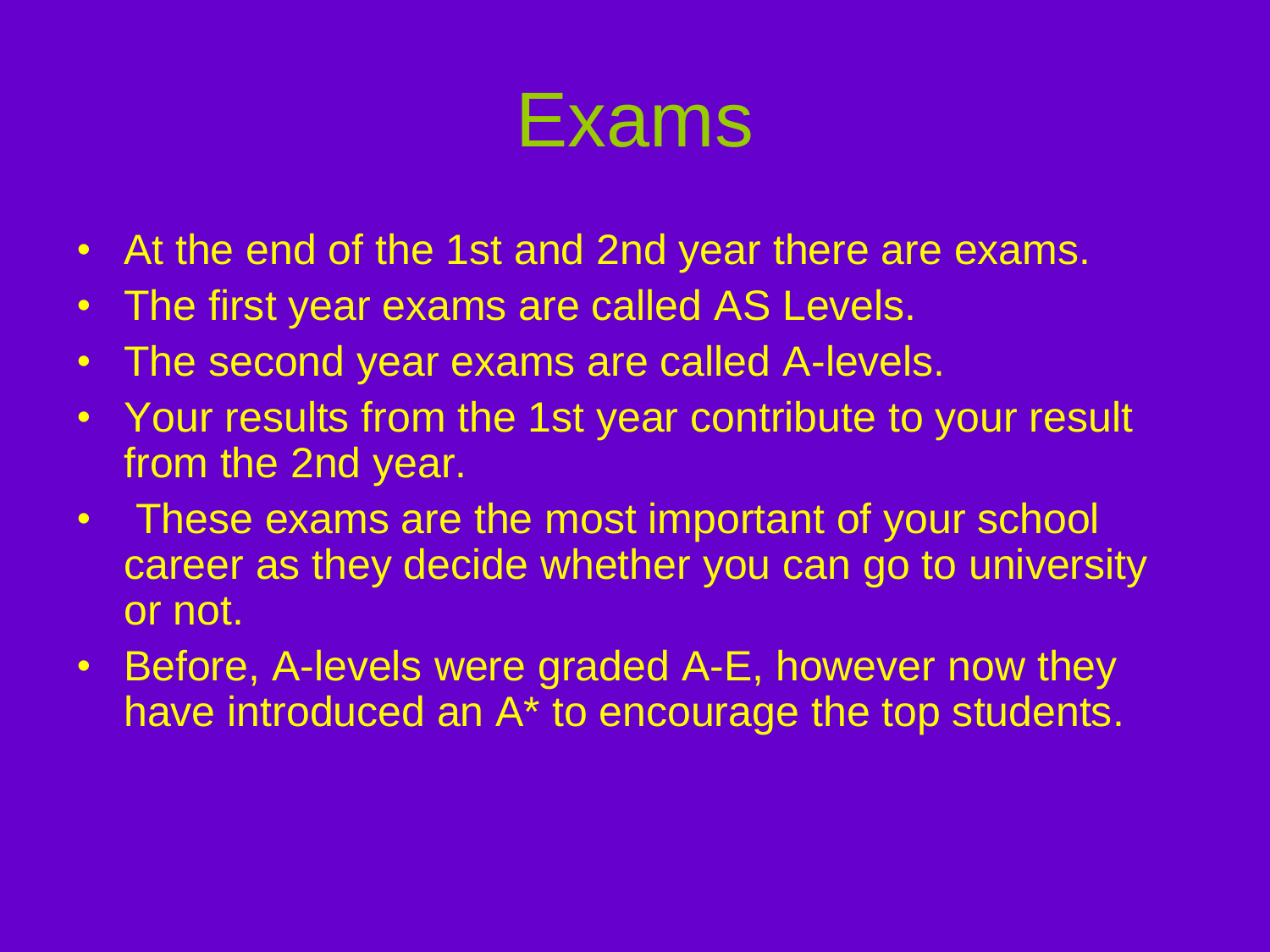# Exams

- At the end of the 1st and 2nd year there are exams.
- The first year exams are called AS Levels.
- The second year exams are called A-levels.
- Your results from the 1st year contribute to your result from the 2nd year.
- These exams are the most important of your school career as they decide whether you can go to university or not.
- Before, A-levels were graded A-E, however now they have introduced an A* to encourage the top students.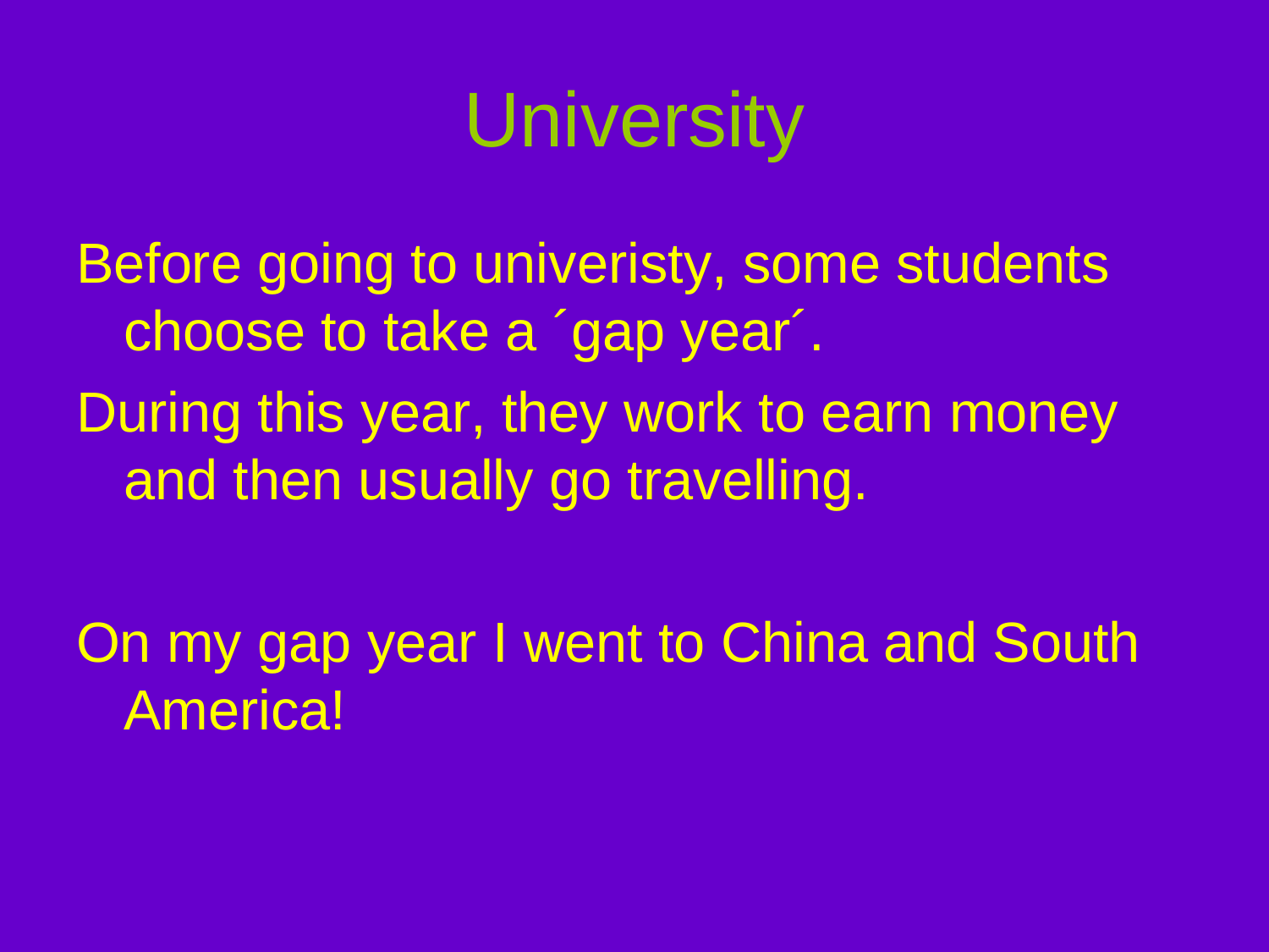# University

Before going to univeristy, some students choose to take a ´gap year´.

During this year, they work to earn money and then usually go travelling.

On my gap year I went to China and South America!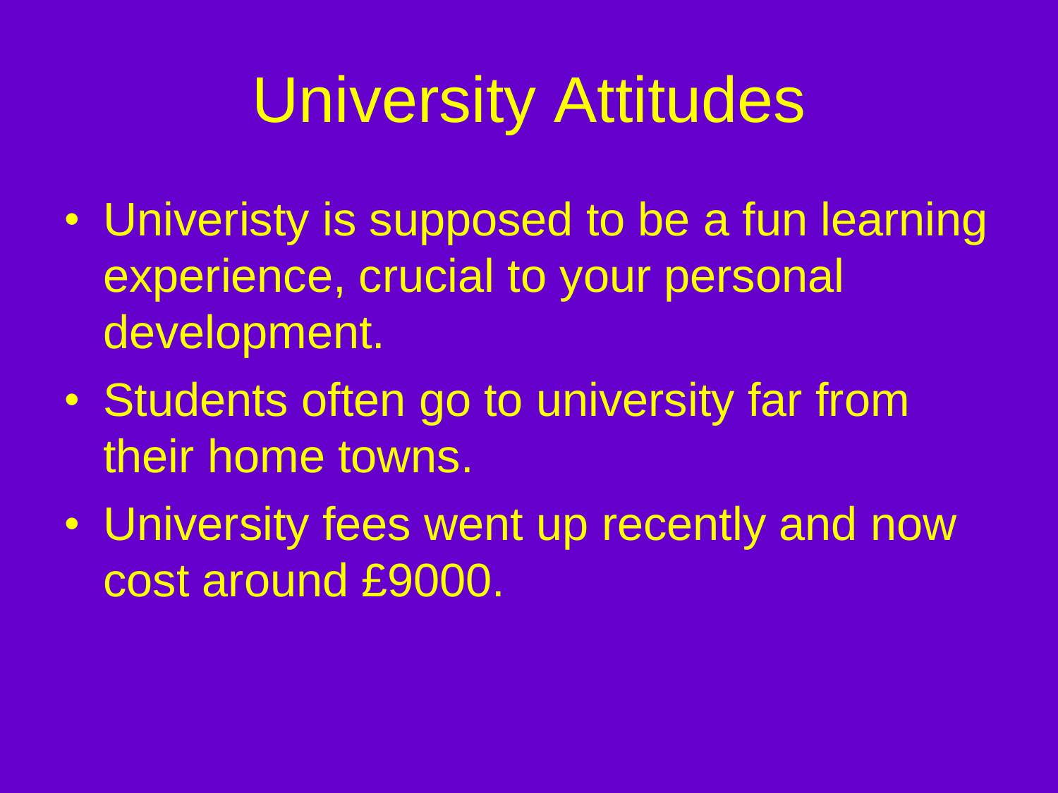# University Attitudes

- Univeristy is supposed to be a fun learning experience, crucial to your personal development.
- Students often go to university far from their home towns.
- University fees went up recently and now cost around £9000.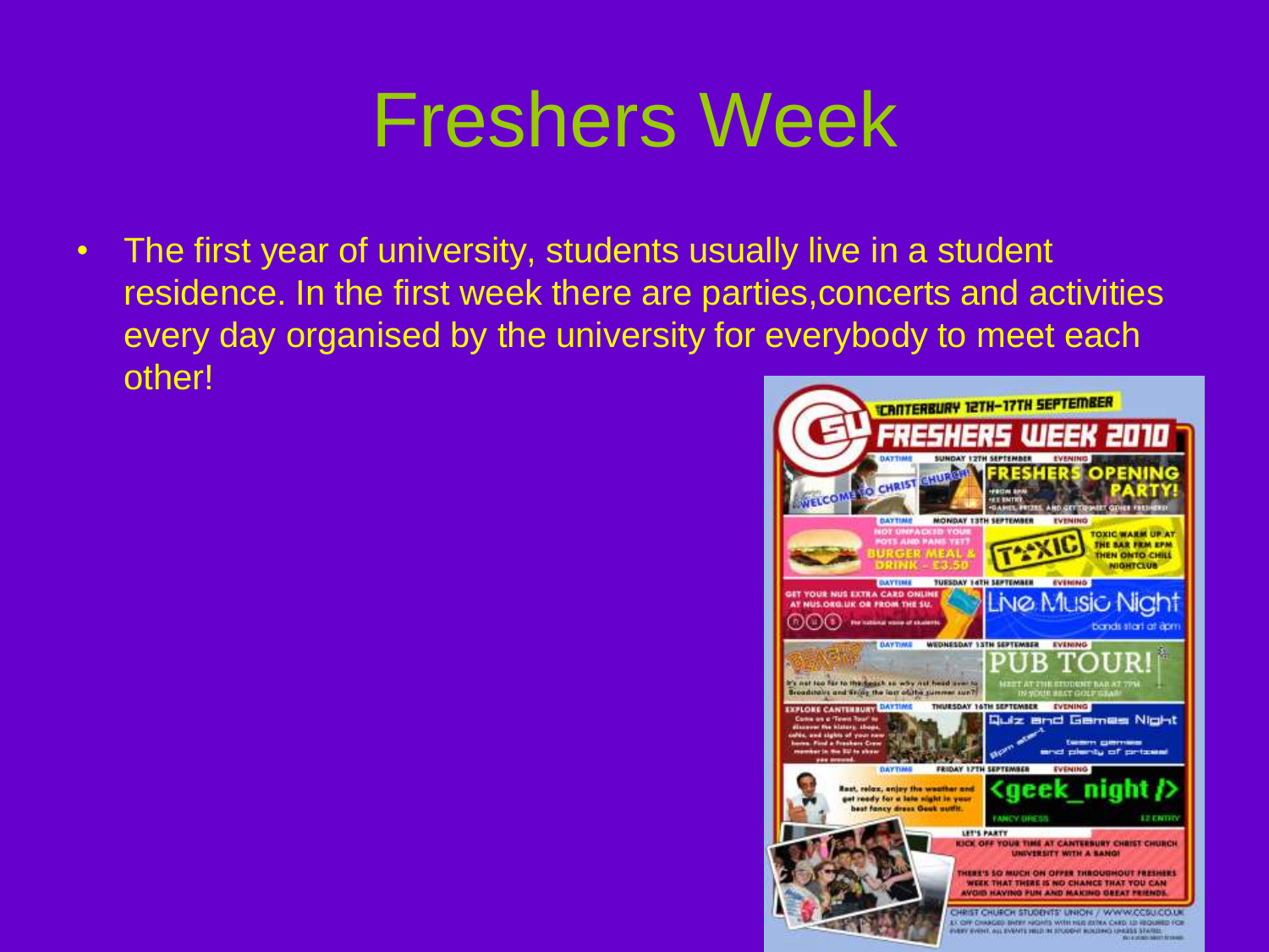# Freshers Week

- The first year of university, students usually live in a student residence. In the first week there are parties,concerts and activities every day organised by the university for everybody to meet each other!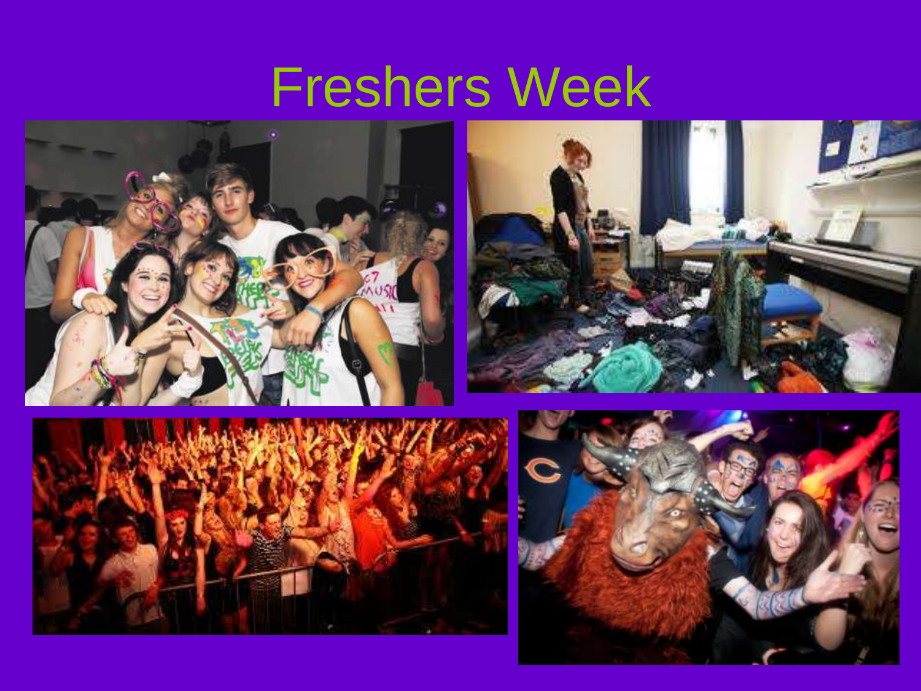# Freshers Week